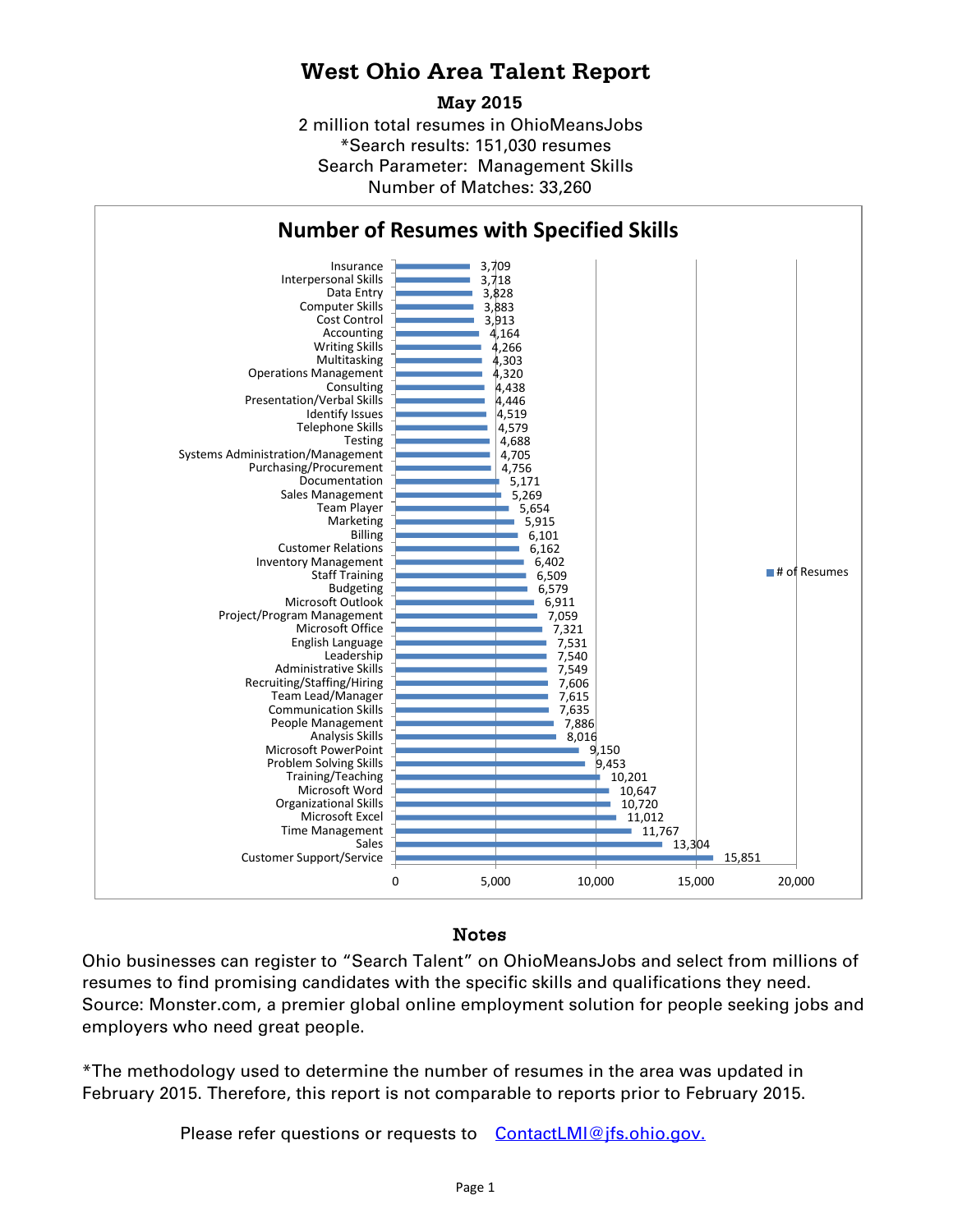# West Ohio Area Talent Report

**May 2015**

2 million total resumes in OhioMeansJobs
*Search results: 151,030 resumes
Search Parameter: Management Skills
Number of Matches: 33,260

## Number of Resumes with Specified Skills

| Skill | # of Resumes |
|---|---|
| Insurance | 3,709 |
| Interpersonal Skills | 3,718 |
| Data Entry | 3,828 |
| Computer Skills | 3,883 |
| Cost Control | 3,913 |
| Accounting | 4,164 |
| Writing Skills | 4,266 |
| Multitasking | 4,303 |
| Operations Management | 4,320 |
| Consulting | 4,438 |
| Presentation/Verbal Skills | 4,446 |
| Identify Issues | 4,519 |
| Telephone Skills | 4,579 |
| Testing | 4,688 |
| Systems Administration/Management | 4,705 |
| Purchasing/Procurement | 4,756 |
| Documentation | 5,171 |
| Sales Management | 5,269 |
| Team Player | 5,654 |
| Marketing | 5,915 |
| Billing | 6,101 |
| Customer Relations | 6,162 |
| Inventory Management | 6,402 |
| Staff Training | 6,509 |
| Budgeting | 6,579 |
| Microsoft Outlook | 6,911 |
| Project/Program Management | 7,059 |
| Microsoft Office | 7,321 |
| English Language | 7,531 |
| Leadership | 7,540 |
| Administrative Skills | 7,549 |
| Recruiting/Staffing/Hiring | 7,606 |
| Team Lead/Manager | 7,615 |
| Communication Skills | 7,635 |
| People Management | 7,886 |
| Analysis Skills | 8,016 |
| Microsoft PowerPoint | 9,150 |
| Problem Solving Skills | 9,453 |
| Training/Teaching | 10,201 |
| Microsoft Word | 10,647 |
| Organizational Skills | 10,720 |
| Microsoft Excel | 11,012 |
| Time Management | 11,767 |
| Sales | 13,304 |
| Customer Support/Service | 15,851 |

## Notes

Ohio businesses can register to "Search Talent" on OhioMeansJobs and select from millions of resumes to find promising candidates with the specific skills and qualifications they need. Source: Monster.com, a premier global online employment solution for people seeking jobs and employers who need great people.

*The methodology used to determine the number of resumes in the area was updated in February 2015. Therefore, this report is not comparable to reports prior to February 2015.

Please refer questions or requests to [ContactLMI@jfs.ohio.gov.](mailto:ContactLMI@jfs.ohio.gov)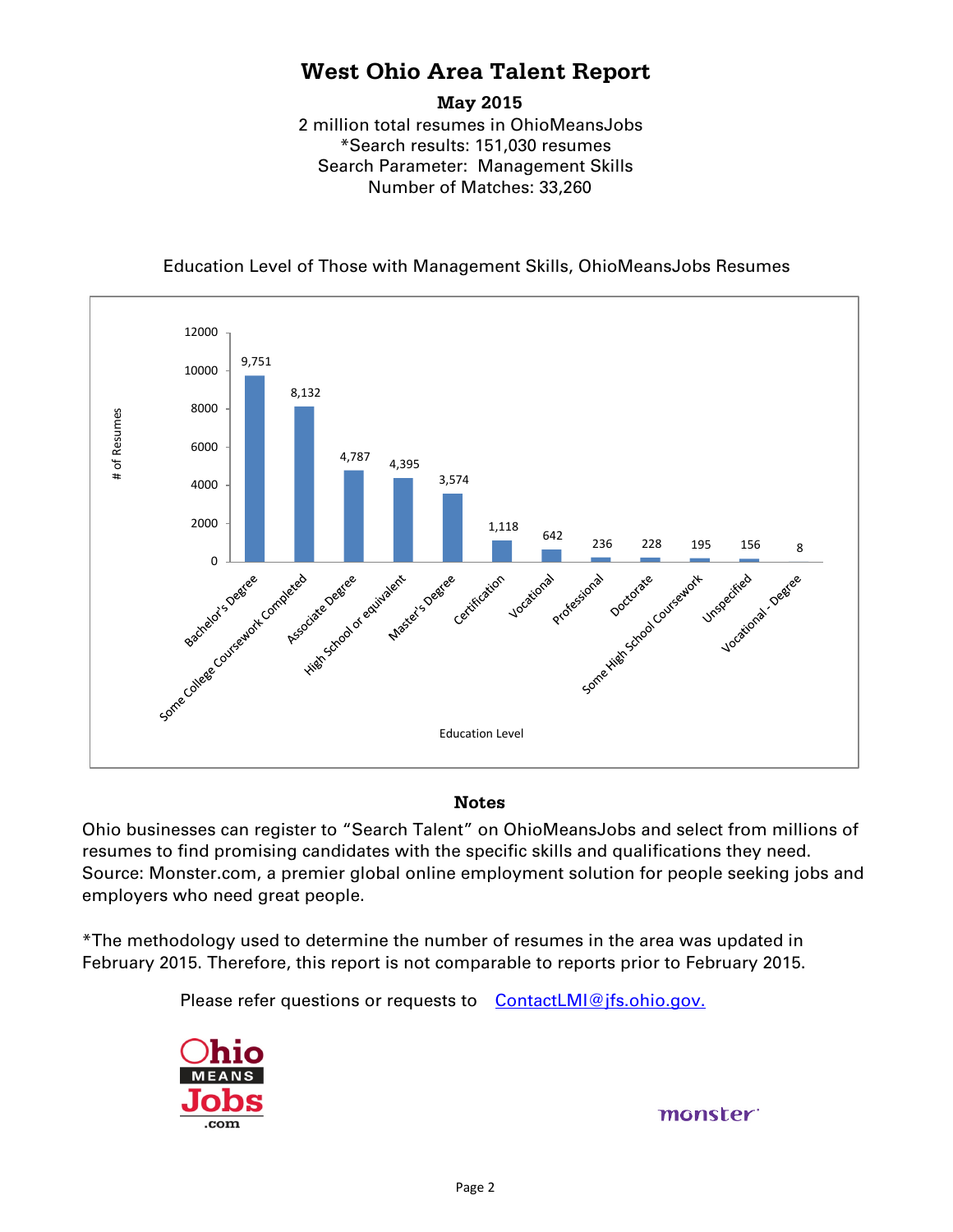# West Ohio Area Talent Report

**May 2015**

2 million total resumes in OhioMeansJobs
*Search results: 151,030 resumes
Search Parameter: Management Skills
Number of Matches: 33,260

Education Level of Those with Management Skills, OhioMeansJobs Resumes

# of Resumes

12000
10000
8000
6000
4000
2000
0

9,751
8,132
4,787
4,395
3,574
1,118
642
236
228
195
156
8

Bachelor's Degree
Some College Coursework Completed
Associate Degree
High School or equivalent
Master's Degree
Certification
Vocational
Professional
Doctorate
Some High School Coursework
Unspecified
Vocational - Degree

Education Level

## Notes

Ohio businesses can register to "Search Talent" on OhioMeansJobs and select from millions of resumes to find promising candidates with the specific skills and qualifications they need. Source: Monster.com, a premier global online employment solution for people seeking jobs and employers who need great people.

*The methodology used to determine the number of resumes in the area was updated in February 2015. Therefore, this report is not comparable to reports prior to February 2015.

Please refer questions or requests to [ContactLMI@jfs.ohio.gov.](mailto:ContactLMI@jfs.ohio.gov)

Ohio MEANS Jobs .com

monster